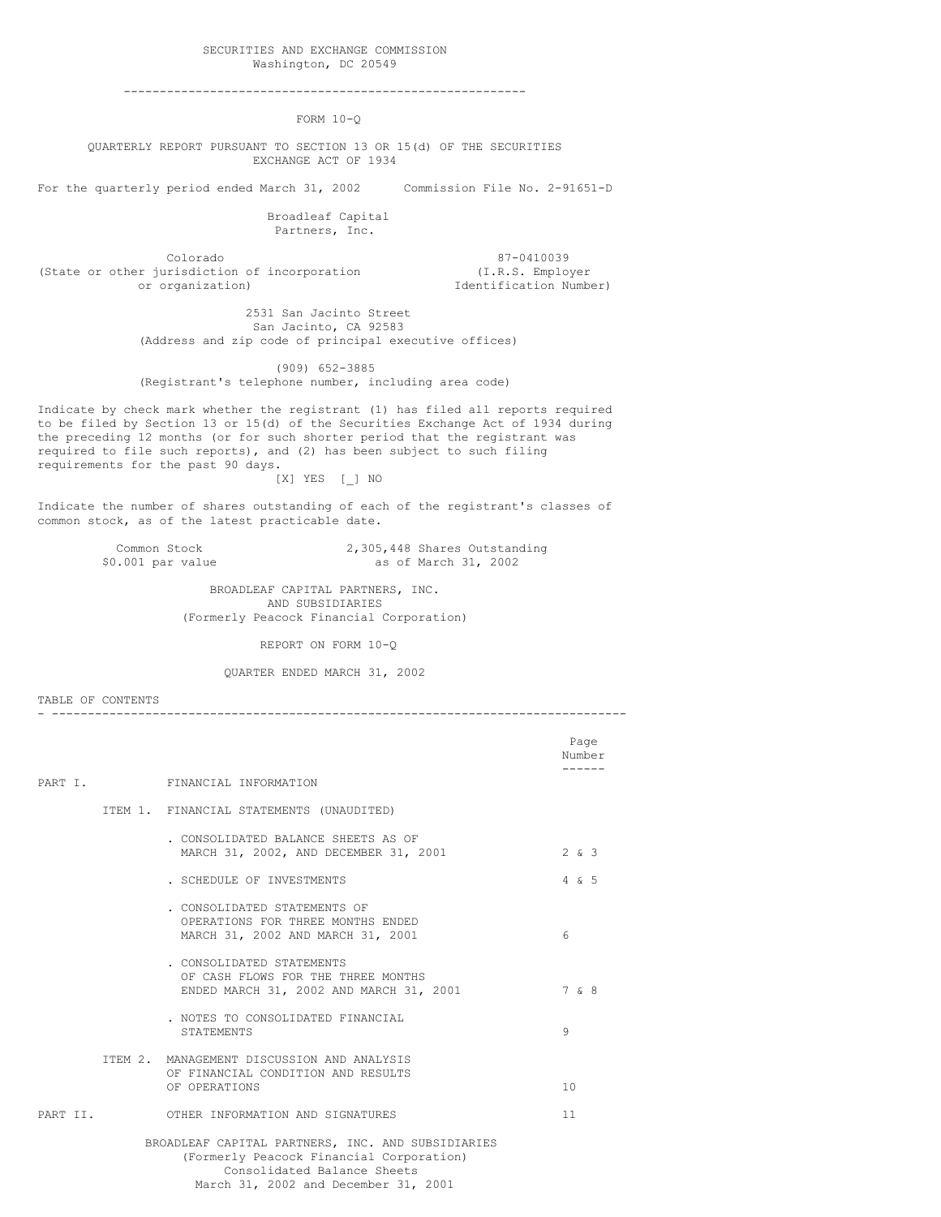SECURITIES AND EXCHANGE COMMISSION
Washington, DC 20549

---

FORM 10-Q

QUARTERLY REPORT PURSUANT TO SECTION 13 OR 15(d) OF THE SECURITIES EXCHANGE ACT OF 1934

For the quarterly period ended March 31, 2002 Commission File No. 2-91651-D

Broadleaf Capital Partners, Inc.

| Colorado | 87-0410039 |
|---|---|
| (State or other jurisdiction of incorporation or organization) | (I.R.S. Employer Identification Number) |

2531 San Jacinto Street
San Jacinto, CA 92583
(Address and zip code of principal executive offices)

(909) 652-3885
(Registrant's telephone number, including area code)

Indicate by check mark whether the registrant (1) has filed all reports required to be filed by Section 13 or 15(d) of the Securities Exchange Act of 1934 during the preceding 12 months (or for such shorter period that the registrant was required to file such reports), and (2) has been subject to such filing requirements for the past 90 days.

[X] YES [_] NO

Indicate the number of shares outstanding of each of the registrant's classes of common stock, as of the latest practicable date.

| Common Stock $0.001 par value | 2,305,448 Shares Outstanding as of March 31, 2002 |
|---|---|

BROADLEAF CAPITAL PARTNERS, INC.
AND SUBSIDIARIES
(Formerly Peacock Financial Corporation)

REPORT ON FORM 10-Q

QUARTER ENDED MARCH 31, 2002

TABLE OF CONTENTS

---

| | | Page Number |
|---|---|---|
| PART I. | FINANCIAL INFORMATION | |
| ITEM 1. | FINANCIAL STATEMENTS (UNAUDITED) | |
| | . CONSOLIDATED BALANCE SHEETS AS OF MARCH 31, 2002, AND DECEMBER 31, 2001 | 2 & 3 |
| | . SCHEDULE OF INVESTMENTS | 4 & 5 |
| | . CONSOLIDATED STATEMENTS OF OPERATIONS FOR THREE MONTHS ENDED MARCH 31, 2002 AND MARCH 31, 2001 | 6 |
| | . CONSOLIDATED STATEMENTS OF CASH FLOWS FOR THE THREE MONTHS ENDED MARCH 31, 2002 AND MARCH 31, 2001 | 7 & 8 |
| | . NOTES TO CONSOLIDATED FINANCIAL STATEMENTS | 9 |
| ITEM 2. | MANAGEMENT DISCUSSION AND ANALYSIS OF FINANCIAL CONDITION AND RESULTS OF OPERATIONS | 10 |
| PART II. | OTHER INFORMATION AND SIGNATURES | 11 |

BROADLEAF CAPITAL PARTNERS, INC. AND SUBSIDIARIES
(Formerly Peacock Financial Corporation)
Consolidated Balance Sheets
March 31, 2002 and December 31, 2001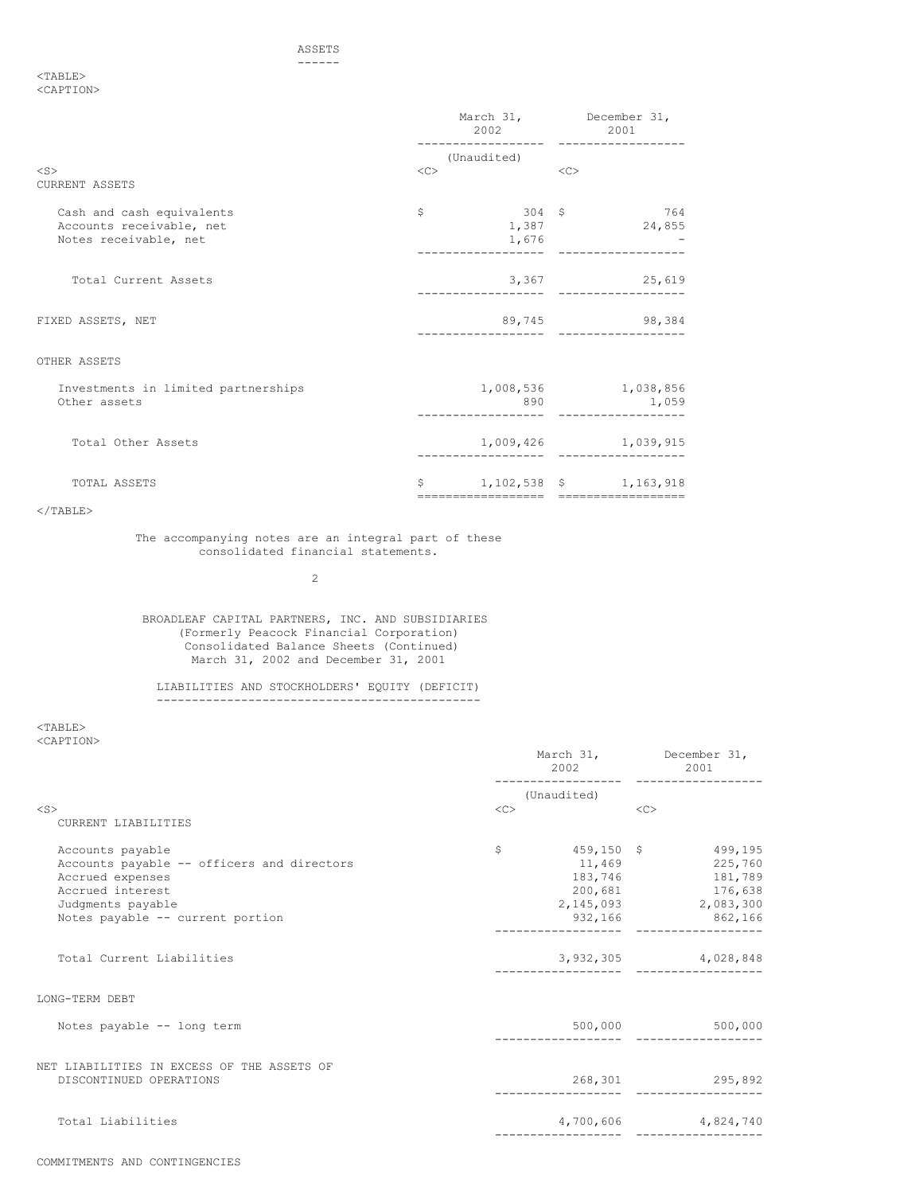## ASSETS

| | March 31, 2002 | December 31, 2001 |
|---|---|---|
| | (Unaudited) | |
| **CURRENT ASSETS** | | |
| Cash and cash equivalents | $ 304 | $ 764 |
| Accounts receivable, net | 1,387 | 24,855 |
| Notes receivable, net | 1,676 | - |
| Total Current Assets | 3,367 | 25,619 |
| **FIXED ASSETS, NET** | 89,745 | 98,384 |
| **OTHER ASSETS** | | |
| Investments in limited partnerships | 1,008,536 | 1,038,856 |
| Other assets | 890 | 1,059 |
| Total Other Assets | 1,009,426 | 1,039,915 |
| TOTAL ASSETS | $ 1,102,538 | $ 1,163,918 |

The accompanying notes are an integral part of these consolidated financial statements.

BROADLEAF CAPITAL PARTNERS, INC. AND SUBSIDIARIES
(Formerly Peacock Financial Corporation)
Consolidated Balance Sheets (Continued)
March 31, 2002 and December 31, 2001

## LIABILITIES AND STOCKHOLDERS' EQUITY (DEFICIT)

| | March 31, 2002 | December 31, 2001 |
|---|---|---|
| | (Unaudited) | |
| **CURRENT LIABILITIES** | | |
| Accounts payable | $ 459,150 | $ 499,195 |
| Accounts payable -- officers and directors | 11,469 | 225,760 |
| Accrued expenses | 183,746 | 181,789 |
| Accrued interest | 200,681 | 176,638 |
| Judgments payable | 2,145,093 | 2,083,300 |
| Notes payable -- current portion | 932,166 | 862,166 |
| Total Current Liabilities | 3,932,305 | 4,028,848 |
| **LONG-TERM DEBT** | | |
| Notes payable -- long term | 500,000 | 500,000 |
| **NET LIABILITIES IN EXCESS OF THE ASSETS OF DISCONTINUED OPERATIONS** | 268,301 | 295,892 |
| Total Liabilities | 4,700,606 | 4,824,740 |

COMMITMENTS AND CONTINGENCIES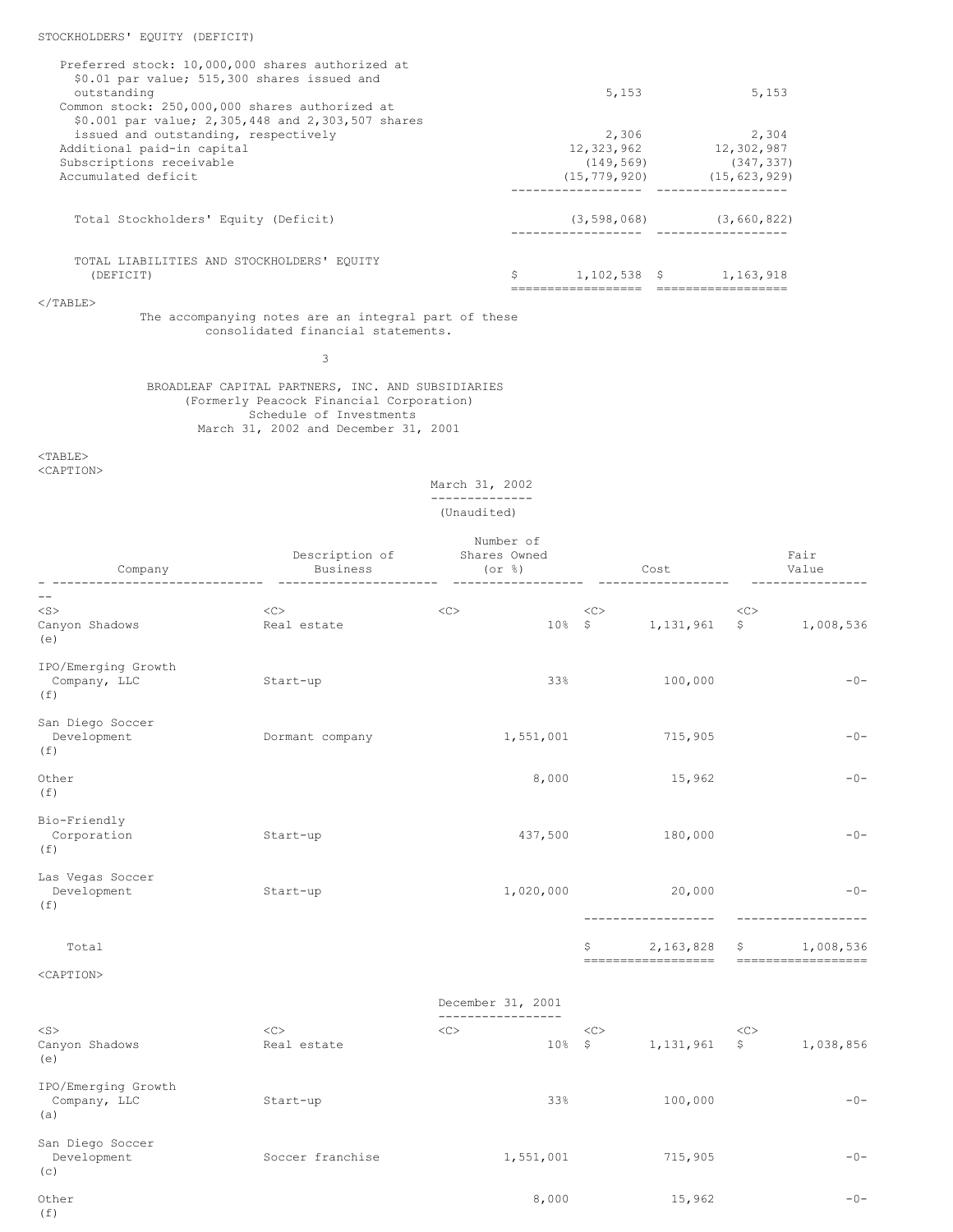STOCKHOLDERS' EQUITY (DEFICIT)

| | | |
|---|---|---|
| Preferred stock: 10,000,000 shares authorized at $0.01 par value; 515,300 shares issued and outstanding | 5,153 | 5,153 |
| Common stock: 250,000,000 shares authorized at $0.001 par value; 2,305,448 and 2,303,507 shares issued and outstanding, respectively | 2,306 | 2,304 |
| Additional paid-in capital | 12,323,962 | 12,302,987 |
| Subscriptions receivable | (149,569) | (347,337) |
| Accumulated deficit | (15,779,920) | (15,623,929) |
| Total Stockholders' Equity (Deficit) | (3,598,068) | (3,660,822) |
| TOTAL LIABILITIES AND STOCKHOLDERS' EQUITY (DEFICIT) | $ 1,102,538 | $ 1,163,918 |

The accompanying notes are an integral part of these consolidated financial statements.

BROADLEAF CAPITAL PARTNERS, INC. AND SUBSIDIARIES
(Formerly Peacock Financial Corporation)
Schedule of Investments
March 31, 2002 and December 31, 2001

March 31, 2002
(Unaudited)

| Company | Description of Business | Number of Shares Owned (or %) | Cost | Fair Value |
|---|---|---|---|---|
| Canyon Shadows (e) | Real estate | 10% | $ 1,131,961 | $ 1,008,536 |
| IPO/Emerging Growth Company, LLC (f) | Start-up | 33% | 100,000 | -0- |
| San Diego Soccer Development (f) | Dormant company | 1,551,001 | 715,905 | -0- |
| Other (f) | | 8,000 | 15,962 | -0- |
| Bio-Friendly Corporation (f) | Start-up | 437,500 | 180,000 | -0- |
| Las Vegas Soccer Development (f) | Start-up | 1,020,000 | 20,000 | -0- |
| Total | | | $ 2,163,828 | $ 1,008,536 |

December 31, 2001

| Company | Description of Business | Number of Shares Owned (or %) | Cost | Fair Value |
|---|---|---|---|---|
| Canyon Shadows (e) | Real estate | 10% | $ 1,131,961 | $ 1,038,856 |
| IPO/Emerging Growth Company, LLC (a) | Start-up | 33% | 100,000 | -0- |
| San Diego Soccer Development (c) | Soccer franchise | 1,551,001 | 715,905 | -0- |
| Other (f) | | 8,000 | 15,962 | -0- |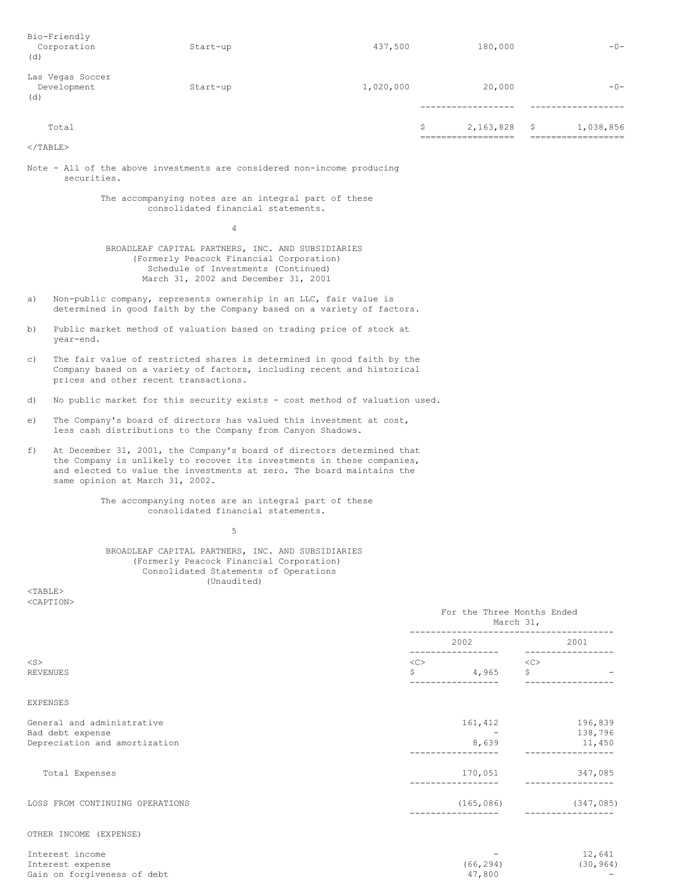| | | | | |
|---|---|---|---|---|
| Bio-Friendly Corporation (d) | Start-up | 437,500 | 180,000 | -0- |
| Las Vegas Soccer Development (d) | Start-up | 1,020,000 | 20,000 | -0- |
| Total | | | $ 2,163,828 | $ 1,038,856 |

Note - All of the above investments are considered non-income producing securities.

The accompanying notes are an integral part of these consolidated financial statements.

BROADLEAF CAPITAL PARTNERS, INC. AND SUBSIDIARIES
(Formerly Peacock Financial Corporation)
Schedule of Investments (Continued)
March 31, 2002 and December 31, 2001

a) Non-public company, represents ownership in an LLC, fair value is determined in good faith by the Company based on a variety of factors.

b) Public market method of valuation based on trading price of stock at year-end.

c) The fair value of restricted shares is determined in good faith by the Company based on a variety of factors, including recent and historical prices and other recent transactions.

d) No public market for this security exists - cost method of valuation used.

e) The Company's board of directors has valued this investment at cost, less cash distributions to the Company from Canyon Shadows.

f) At December 31, 2001, the Company's board of directors determined that the Company is unlikely to recover its investments in these companies, and elected to value the investments at zero. The board maintains the same opinion at March 31, 2002.

The accompanying notes are an integral part of these consolidated financial statements.

BROADLEAF CAPITAL PARTNERS, INC. AND SUBSIDIARIES
(Formerly Peacock Financial Corporation)
Consolidated Statements of Operations
(Unaudited)

| | For the Three Months Ended March 31, | |
|---|---|---|
| | 2002 | 2001 |
| REVENUES | $ 4,965 | $ - |
| EXPENSES | | |
| General and administrative | 161,412 | 196,839 |
| Bad debt expense | - | 138,796 |
| Depreciation and amortization | 8,639 | 11,450 |
| Total Expenses | 170,051 | 347,085 |
| LOSS FROM CONTINUING OPERATIONS | (165,086) | (347,085) |
| OTHER INCOME (EXPENSE) | | |
| Interest income | - | 12,641 |
| Interest expense | (66,294) | (30,964) |
| Gain on forgiveness of debt | 47,800 | - |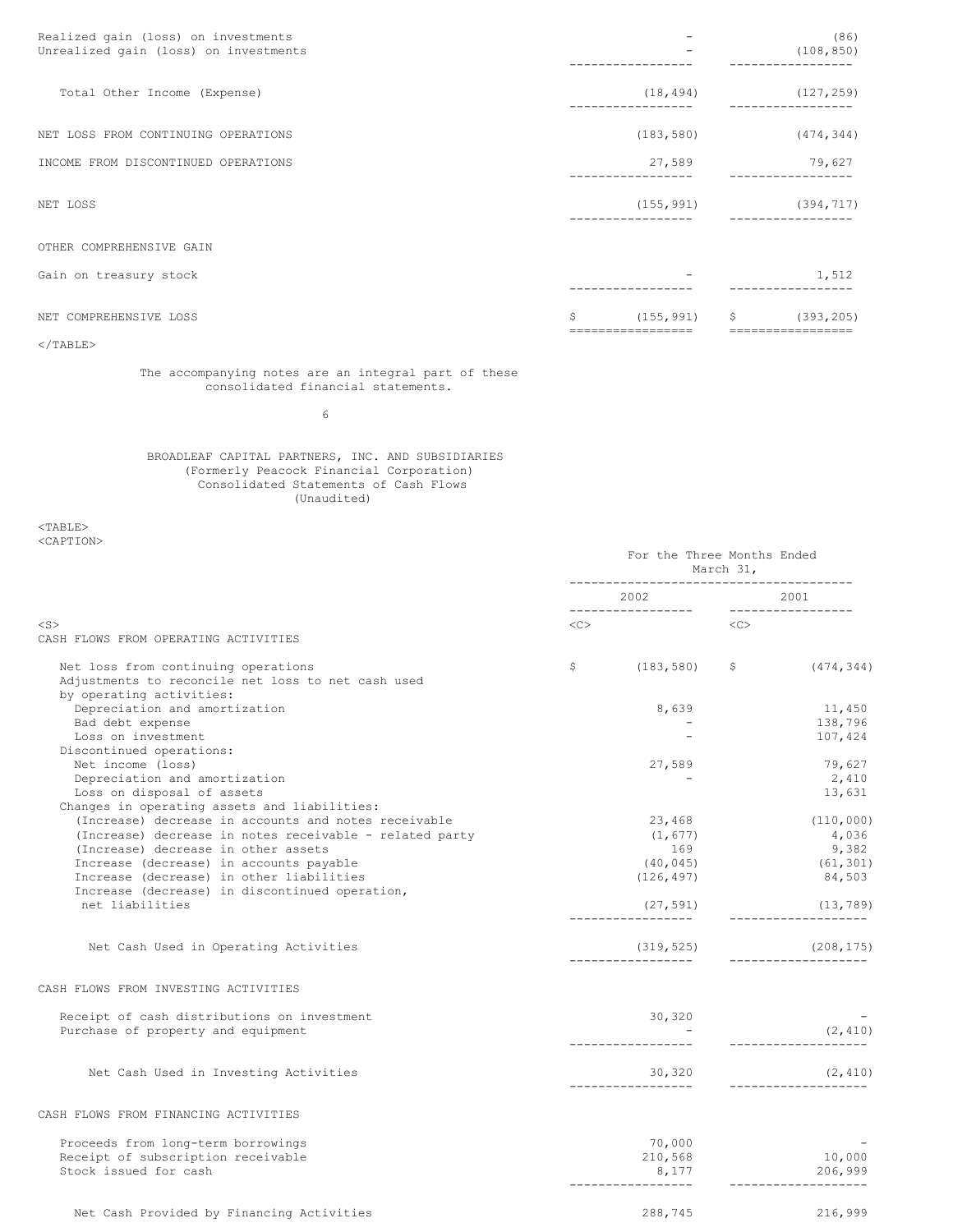| | | |
|---|---|---|
| Realized gain (loss) on investments | - | (86) |
| Unrealized gain (loss) on investments | - | (108,850) |
| Total Other Income (Expense) | (18,494) | (127,259) |
| NET LOSS FROM CONTINUING OPERATIONS | (183,580) | (474,344) |
| INCOME FROM DISCONTINUED OPERATIONS | 27,589 | 79,627 |
| NET LOSS | (155,991) | (394,717) |
| OTHER COMPREHENSIVE GAIN | | |
| Gain on treasury stock | - | 1,512 |
| NET COMPREHENSIVE LOSS | $ (155,991) | $ (393,205) |

The accompanying notes are an integral part of these consolidated financial statements.

BROADLEAF CAPITAL PARTNERS, INC. AND SUBSIDIARIES
(Formerly Peacock Financial Corporation)
Consolidated Statements of Cash Flows
(Unaudited)

| | For the Three Months Ended March 31, | |
|---|---|---|
| | 2002 | 2001 |
| **CASH FLOWS FROM OPERATING ACTIVITIES** | | |
| Net loss from continuing operations | $ (183,580) | $ (474,344) |
| Adjustments to reconcile net loss to net cash used by operating activities: | | |
| Depreciation and amortization | 8,639 | 11,450 |
| Bad debt expense | - | 138,796 |
| Loss on investment | - | 107,424 |
| Discontinued operations: | | |
| Net income (loss) | 27,589 | 79,627 |
| Depreciation and amortization | - | 2,410 |
| Loss on disposal of assets | | 13,631 |
| Changes in operating assets and liabilities: | | |
| (Increase) decrease in accounts and notes receivable | 23,468 | (110,000) |
| (Increase) decrease in notes receivable - related party | (1,677) | 4,036 |
| (Increase) decrease in other assets | 169 | 9,382 |
| Increase (decrease) in accounts payable | (40,045) | (61,301) |
| Increase (decrease) in other liabilities | (126,497) | 84,503 |
| Increase (decrease) in discontinued operation, net liabilities | (27,591) | (13,789) |
| Net Cash Used in Operating Activities | (319,525) | (208,175) |
| **CASH FLOWS FROM INVESTING ACTIVITIES** | | |
| Receipt of cash distributions on investment | 30,320 | - |
| Purchase of property and equipment | - | (2,410) |
| Net Cash Used in Investing Activities | 30,320 | (2,410) |
| **CASH FLOWS FROM FINANCING ACTIVITIES** | | |
| Proceeds from long-term borrowings | 70,000 | - |
| Receipt of subscription receivable | 210,568 | 10,000 |
| Stock issued for cash | 8,177 | 206,999 |
| Net Cash Provided by Financing Activities | 288,745 | 216,999 |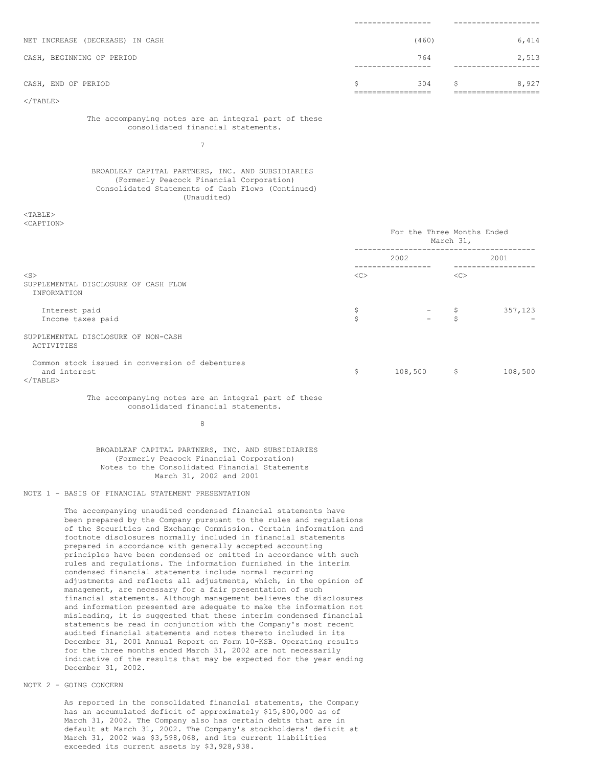| | | |
|---|---|---|
| NET INCREASE (DECREASE) IN CASH | (460) | 6,414 |
| CASH, BEGINNING OF PERIOD | 764 | 2,513 |
| CASH, END OF PERIOD | $ 304 | $ 8,927 |

The accompanying notes are an integral part of these consolidated financial statements.

BROADLEAF CAPITAL PARTNERS, INC. AND SUBSIDIARIES
(Formerly Peacock Financial Corporation)
Consolidated Statements of Cash Flows (Continued)
(Unaudited)

| | For the Three Months Ended March 31, | |
|---|---|---|
| | 2002 | 2001 |
| SUPPLEMENTAL DISCLOSURE OF CASH FLOW INFORMATION | | |
| Interest paid | $ - | $ 357,123 |
| Income taxes paid | $ - | $ - |
| SUPPLEMENTAL DISCLOSURE OF NON-CASH ACTIVITIES | | |
| Common stock issued in conversion of debentures and interest | $ 108,500 | $ 108,500 |

The accompanying notes are an integral part of these consolidated financial statements.

BROADLEAF CAPITAL PARTNERS, INC. AND SUBSIDIARIES
(Formerly Peacock Financial Corporation)
Notes to the Consolidated Financial Statements
March 31, 2002 and 2001

NOTE 1 - BASIS OF FINANCIAL STATEMENT PRESENTATION

The accompanying unaudited condensed financial statements have been prepared by the Company pursuant to the rules and regulations of the Securities and Exchange Commission. Certain information and footnote disclosures normally included in financial statements prepared in accordance with generally accepted accounting principles have been condensed or omitted in accordance with such rules and regulations. The information furnished in the interim condensed financial statements include normal recurring adjustments and reflects all adjustments, which, in the opinion of management, are necessary for a fair presentation of such financial statements. Although management believes the disclosures and information presented are adequate to make the information not misleading, it is suggested that these interim condensed financial statements be read in conjunction with the Company's most recent audited financial statements and notes thereto included in its December 31, 2001 Annual Report on Form 10-KSB. Operating results for the three months ended March 31, 2002 are not necessarily indicative of the results that may be expected for the year ending December 31, 2002.

NOTE 2 - GOING CONCERN

As reported in the consolidated financial statements, the Company has an accumulated deficit of approximately $15,800,000 as of March 31, 2002. The Company also has certain debts that are in default at March 31, 2002. The Company's stockholders' deficit at March 31, 2002 was $3,598,068, and its current liabilities exceeded its current assets by $3,928,938.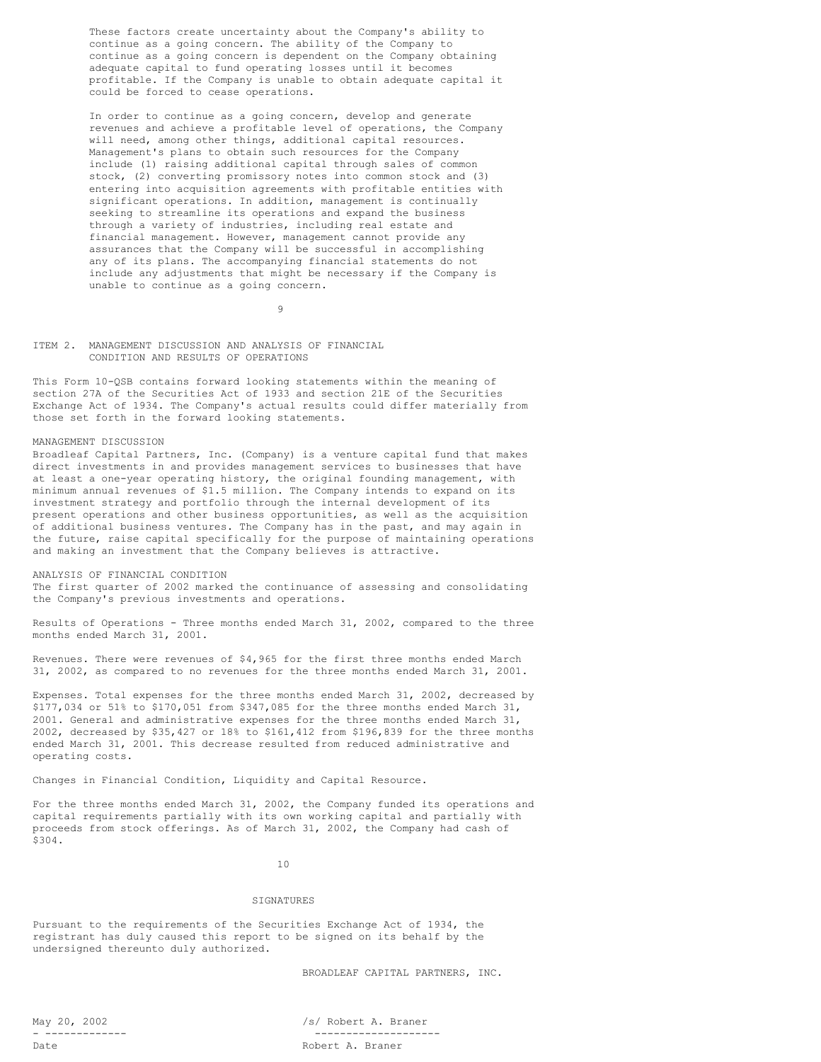These factors create uncertainty about the Company's ability to continue as a going concern. The ability of the Company to continue as a going concern is dependent on the Company obtaining adequate capital to fund operating losses until it becomes profitable. If the Company is unable to obtain adequate capital it could be forced to cease operations.

In order to continue as a going concern, develop and generate revenues and achieve a profitable level of operations, the Company will need, among other things, additional capital resources. Management's plans to obtain such resources for the Company include (1) raising additional capital through sales of common stock, (2) converting promissory notes into common stock and (3) entering into acquisition agreements with profitable entities with significant operations. In addition, management is continually seeking to streamline its operations and expand the business through a variety of industries, including real estate and financial management. However, management cannot provide any assurances that the Company will be successful in accomplishing any of its plans. The accompanying financial statements do not include any adjustments that might be necessary if the Company is unable to continue as a going concern.

## ITEM 2. MANAGEMENT DISCUSSION AND ANALYSIS OF FINANCIAL CONDITION AND RESULTS OF OPERATIONS

This Form 10-QSB contains forward looking statements within the meaning of section 27A of the Securities Act of 1933 and section 21E of the Securities Exchange Act of 1934. The Company's actual results could differ materially from those set forth in the forward looking statements.

### MANAGEMENT DISCUSSION

Broadleaf Capital Partners, Inc. (Company) is a venture capital fund that makes direct investments in and provides management services to businesses that have at least a one-year operating history, the original founding management, with minimum annual revenues of $1.5 million. The Company intends to expand on its investment strategy and portfolio through the internal development of its present operations and other business opportunities, as well as the acquisition of additional business ventures. The Company has in the past, and may again in the future, raise capital specifically for the purpose of maintaining operations and making an investment that the Company believes is attractive.

### ANALYSIS OF FINANCIAL CONDITION

The first quarter of 2002 marked the continuance of assessing and consolidating the Company's previous investments and operations.

Results of Operations - Three months ended March 31, 2002, compared to the three months ended March 31, 2001.

Revenues. There were revenues of $4,965 for the first three months ended March 31, 2002, as compared to no revenues for the three months ended March 31, 2001.

Expenses. Total expenses for the three months ended March 31, 2002, decreased by $177,034 or 51% to $170,051 from $347,085 for the three months ended March 31, 2001. General and administrative expenses for the three months ended March 31, 2002, decreased by $35,427 or 18% to $161,412 from $196,839 for the three months ended March 31, 2001. This decrease resulted from reduced administrative and operating costs.

Changes in Financial Condition, Liquidity and Capital Resource.

For the three months ended March 31, 2002, the Company funded its operations and capital requirements partially with its own working capital and partially with proceeds from stock offerings. As of March 31, 2002, the Company had cash of $304.

## SIGNATURES

Pursuant to the requirements of the Securities Exchange Act of 1934, the registrant has duly caused this report to be signed on its behalf by the undersigned thereunto duly authorized.

BROADLEAF CAPITAL PARTNERS, INC.

| | |
|---|---|
| May 20, 2002 | /s/ Robert A. Braner |
| Date | Robert A. Braner |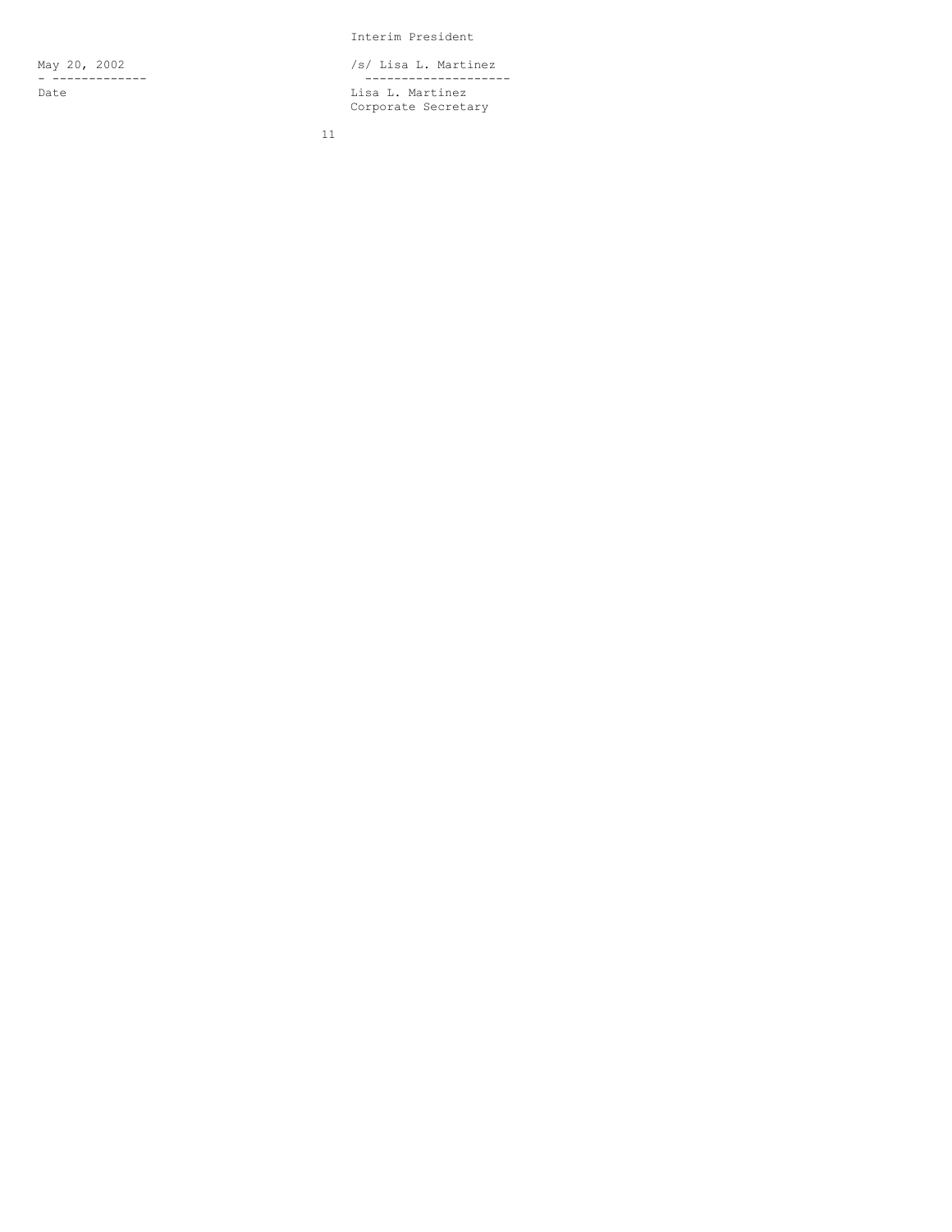Interim President

May 20, 2002 /s/ Lisa L. Martinez

Date Lisa L. Martinez
Corporate Secretary